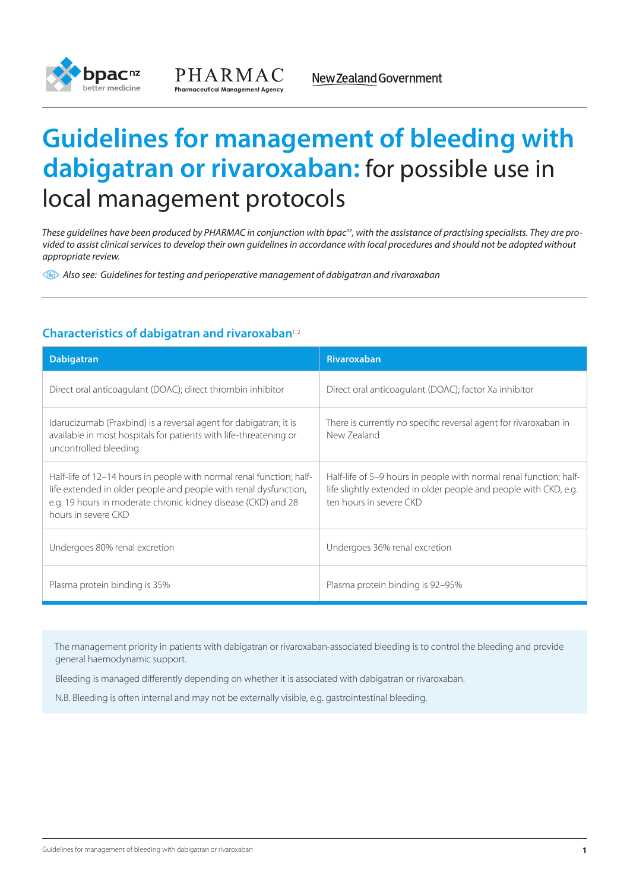# Guidelines for management of bleeding with dabigatran or rivaroxaban: for possible use in local management protocols

*These guidelines have been produced by PHARMAC in conjunction with bpac[nz], with the assistance of practising specialists. They are provided to assist clinical services to develop their own guidelines in accordance with local procedures and should not be adopted without appropriate review.*

*Also see: Guidelines for testing and perioperative management of dabigatran and rivaroxaban*

## Characteristics of dabigatran and rivaroxaban[1,2]

| Dabigatran | Rivaroxaban |
| --- | --- |
| Direct oral anticoagulant (DOAC); direct thrombin inhibitor | Direct oral anticoagulant (DOAC); factor Xa inhibitor |
| Idarucizumab (Praxbind) is a reversal agent for dabigatran; it is available in most hospitals for patients with life-threatening or uncontrolled bleeding | There is currently no specific reversal agent for rivaroxaban in New Zealand |
| Half-life of 12–14 hours in people with normal renal function; half-life extended in older people and people with renal dysfunction, e.g. 19 hours in moderate chronic kidney disease (CKD) and 28 hours in severe CKD | Half-life of 5–9 hours in people with normal renal function; half-life slightly extended in older people and people with CKD, e.g. ten hours in severe CKD |
| Undergoes 80% renal excretion | Undergoes 36% renal excretion |
| Plasma protein binding is 35% | Plasma protein binding is 92–95% |

The management priority in patients with dabigatran or rivaroxaban-associated bleeding is to control the bleeding and provide general haemodynamic support.

Bleeding is managed differently depending on whether it is associated with dabigatran or rivaroxaban.

N.B. Bleeding is often internal and may not be externally visible, e.g. gastrointestinal bleeding.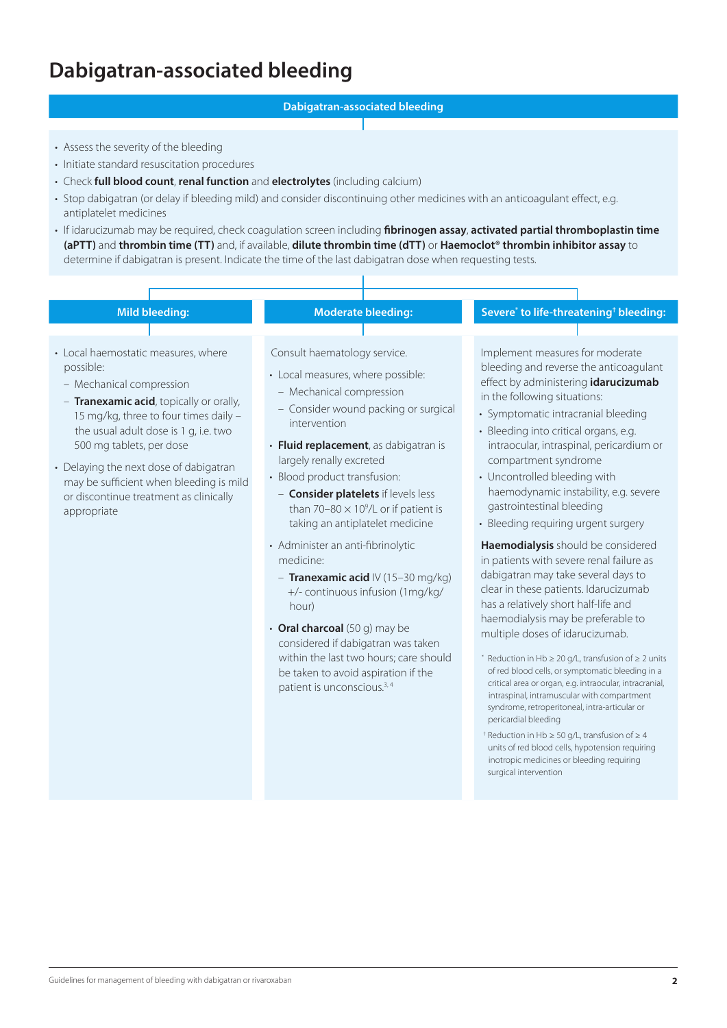# Dabigatran-associated bleeding

## Dabigatran-associated bleeding

- Assess the severity of the bleeding
- Initiate standard resuscitation procedures
- Check **full blood count**, **renal function** and **electrolytes** (including calcium)
- Stop dabigatran (or delay if bleeding mild) and consider discontinuing other medicines with an anticoagulant effect, e.g. antiplatelet medicines
- If idarucizumab may be required, check coagulation screen including **fibrinogen assay**, **activated partial thromboplastin time (aPTT)** and **thrombin time (TT)** and, if available, **dilute thrombin time (dTT)** or **Haemoclot® thrombin inhibitor assay** to determine if dabigatran is present. Indicate the time of the last dabigatran dose when requesting tests.

### Mild bleeding:

- Local haemostatic measures, where possible:
  - Mechanical compression
  - **Tranexamic acid**, topically or orally, 15 mg/kg, three to four times daily – the usual adult dose is 1 g, i.e. two 500 mg tablets, per dose
- Delaying the next dose of dabigatran may be sufficient when bleeding is mild or discontinue treatment as clinically appropriate

### Moderate bleeding:

Consult haematology service.

- Local measures, where possible:
  - Mechanical compression
  - Consider wound packing or surgical intervention
- **Fluid replacement**, as dabigatran is largely renally excreted
- Blood product transfusion:
  - **Consider platelets** if levels less than 70–80 × $10^9$/L or if patient is taking an antiplatelet medicine
- Administer an anti-fibrinolytic medicine:
  - **Tranexamic acid** IV (15–30 mg/kg) +/- continuous infusion (1mg/kg/hour)
- **Oral charcoal** (50 g) may be considered if dabigatran was taken within the last two hours; care should be taken to avoid aspiration if the patient is unconscious.[3,4]

### Severe* to life-threatening† bleeding:

Implement measures for moderate bleeding and reverse the anticoagulant effect by administering **idarucizumab** in the following situations:

- Symptomatic intracranial bleeding
- Bleeding into critical organs, e.g. intraocular, intraspinal, pericardium or compartment syndrome
- Uncontrolled bleeding with haemodynamic instability, e.g. severe gastrointestinal bleeding
- Bleeding requiring urgent surgery

**Haemodialysis** should be considered in patients with severe renal failure as dabigatran may take several days to clear in these patients. Idarucizumab has a relatively short half-life and haemodialysis may be preferable to multiple doses of idarucizumab.

\* Reduction in Hb ≥ 20 g/L, transfusion of ≥ 2 units of red blood cells, or symptomatic bleeding in a critical area or organ, e.g. intraocular, intracranial, intraspinal, intramuscular with compartment syndrome, retroperitoneal, intra-articular or pericardial bleeding

† Reduction in Hb ≥ 50 g/L, transfusion of ≥ 4 units of red blood cells, hypotension requiring inotropic medicines or bleeding requiring surgical intervention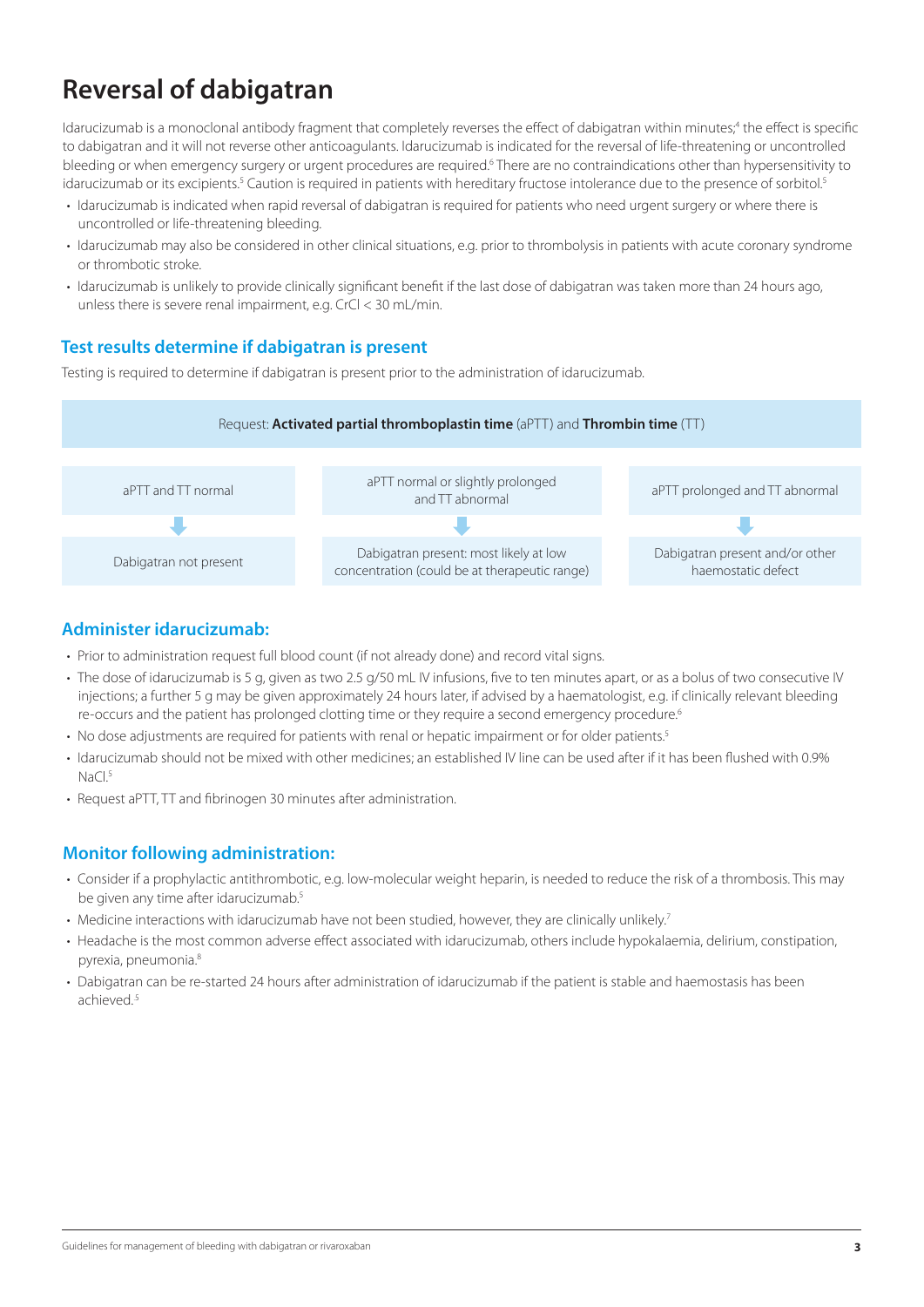# Reversal of dabigatran

Idarucizumab is a monoclonal antibody fragment that completely reverses the effect of dabigatran within minutes;[4] the effect is specific to dabigatran and it will not reverse other anticoagulants. Idarucizumab is indicated for the reversal of life-threatening or uncontrolled bleeding or when emergency surgery or urgent procedures are required.[6] There are no contraindications other than hypersensitivity to idarucizumab or its excipients.[5] Caution is required in patients with hereditary fructose intolerance due to the presence of sorbitol.[5]

- Idarucizumab is indicated when rapid reversal of dabigatran is required for patients who need urgent surgery or where there is uncontrolled or life-threatening bleeding.
- Idarucizumab may also be considered in other clinical situations, e.g. prior to thrombolysis in patients with acute coronary syndrome or thrombotic stroke.
- Idarucizumab is unlikely to provide clinically significant benefit if the last dose of dabigatran was taken more than 24 hours ago, unless there is severe renal impairment, e.g. CrCl < 30 mL/min.

## Test results determine if dabigatran is present

Testing is required to determine if dabigatran is present prior to the administration of idarucizumab.

Request: **Activated partial thromboplastin time** (aPTT) and **Thrombin time** (TT)

| aPTT and TT normal | aPTT normal or slightly prolonged and TT abnormal | aPTT prolonged and TT abnormal |
|---|---|---|
| ↓ | ↓ | ↓ |
| Dabigatran not present | Dabigatran present: most likely at low concentration (could be at therapeutic range) | Dabigatran present and/or other haemostatic defect |

## Administer idarucizumab:

- Prior to administration request full blood count (if not already done) and record vital signs.
- The dose of idarucizumab is 5 g, given as two 2.5 g/50 mL IV infusions, five to ten minutes apart, or as a bolus of two consecutive IV injections; a further 5 g may be given approximately 24 hours later, if advised by a haematologist, e.g. if clinically relevant bleeding re-occurs and the patient has prolonged clotting time or they require a second emergency procedure.[6]
- No dose adjustments are required for patients with renal or hepatic impairment or for older patients.[5]
- Idarucizumab should not be mixed with other medicines; an established IV line can be used after if it has been flushed with 0.9% NaCl.[5]
- Request aPTT, TT and fibrinogen 30 minutes after administration.

## Monitor following administration:

- Consider if a prophylactic antithrombotic, e.g. low-molecular weight heparin, is needed to reduce the risk of a thrombosis. This may be given any time after idarucizumab.[5]
- Medicine interactions with idarucizumab have not been studied, however, they are clinically unlikely.[7]
- Headache is the most common adverse effect associated with idarucizumab, others include hypokalaemia, delirium, constipation, pyrexia, pneumonia.[8]
- Dabigatran can be re-started 24 hours after administration of idarucizumab if the patient is stable and haemostasis has been achieved.[5]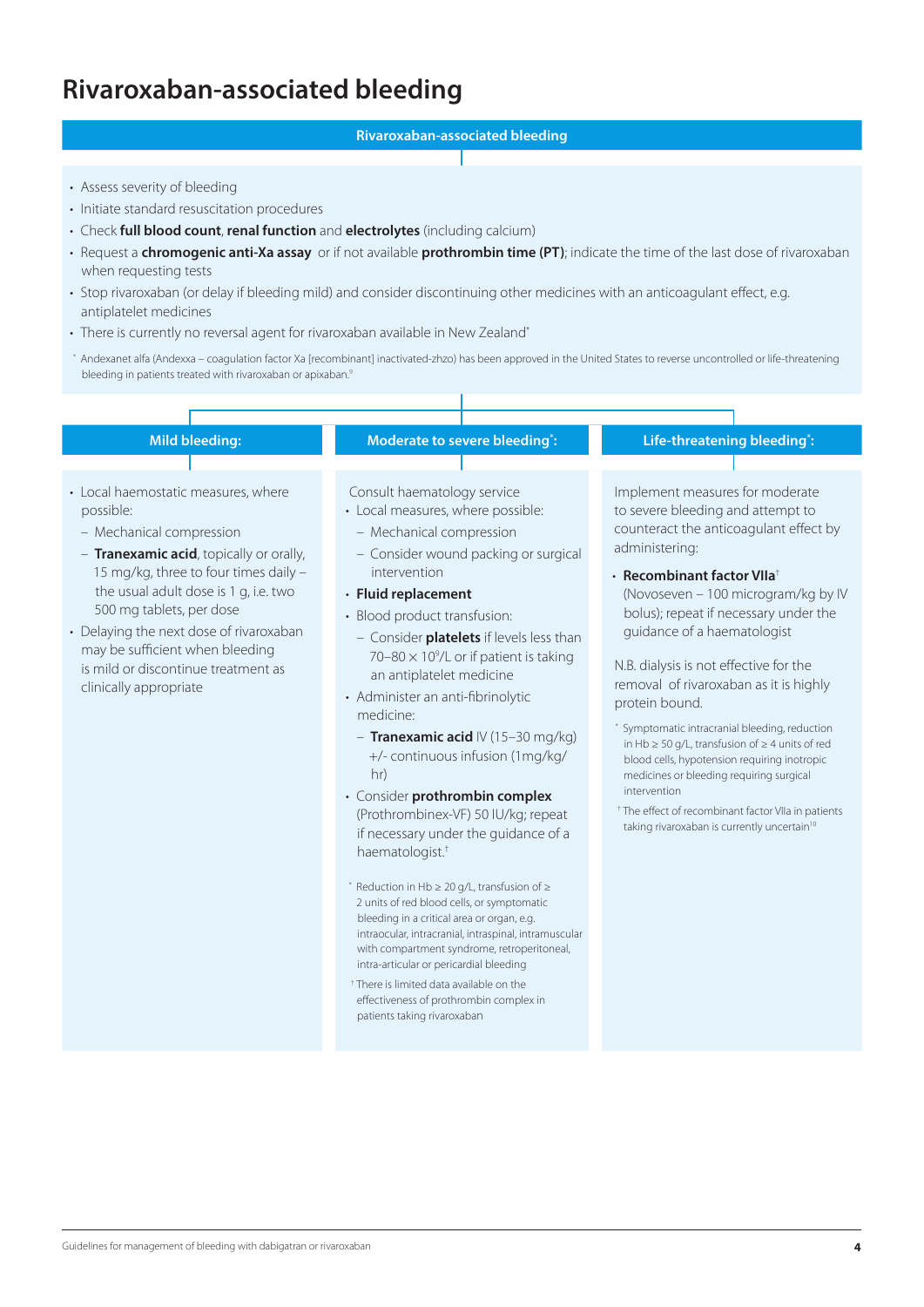# Rivaroxaban-associated bleeding

## Rivaroxaban-associated bleeding

- Assess severity of bleeding
- Initiate standard resuscitation procedures
- Check **full blood count**, **renal function** and **electrolytes** (including calcium)
- Request a **chromogenic anti-Xa assay** or if not available **prothrombin time (PT)**; indicate the time of the last dose of rivaroxaban when requesting tests
- Stop rivaroxaban (or delay if bleeding mild) and consider discontinuing other medicines with an anticoagulant effect, e.g. antiplatelet medicines
- There is currently no reversal agent for rivaroxaban available in New Zealand*

\* Andexanet alfa (Andexxa – coagulation factor Xa [recombinant] inactivated-zhzo) has been approved in the United States to reverse uncontrolled or life-threatening bleeding in patients treated with rivaroxaban or apixaban.[9]

### Mild bleeding:

- Local haemostatic measures, where possible:
  - Mechanical compression
  - **Tranexamic acid**, topically or orally, 15 mg/kg, three to four times daily – the usual adult dose is 1 g, i.e. two 500 mg tablets, per dose
- Delaying the next dose of rivaroxaban may be sufficient when bleeding is mild or discontinue treatment as clinically appropriate

### Moderate to severe bleeding*:

Consult haematology service

- Local measures, where possible:
  - Mechanical compression
  - Consider wound packing or surgical intervention
- **Fluid replacement**
- Blood product transfusion:
  - Consider **platelets** if levels less than 70–80 × $10^9$/L or if patient is taking an antiplatelet medicine
- Administer an anti-fibrinolytic medicine:
  - **Tranexamic acid** IV (15–30 mg/kg) +/- continuous infusion (1mg/kg/hr)
- Consider **prothrombin complex** (Prothrombinex-VF) 50 IU/kg; repeat if necessary under the guidance of a haematologist.†

\* Reduction in Hb ≥ 20 g/L, transfusion of ≥ 2 units of red blood cells, or symptomatic bleeding in a critical area or organ, e.g. intraocular, intracranial, intraspinal, intramuscular with compartment syndrome, retroperitoneal, intra-articular or pericardial bleeding

† There is limited data available on the effectiveness of prothrombin complex in patients taking rivaroxaban

### Life-threatening bleeding*:

Implement measures for moderate to severe bleeding and attempt to counteract the anticoagulant effect by administering:

- **Recombinant factor VIIa**† (Novoseven – 100 microgram/kg by IV bolus); repeat if necessary under the guidance of a haematologist

N.B. dialysis is not effective for the removal of rivaroxaban as it is highly protein bound.

\* Symptomatic intracranial bleeding, reduction in Hb ≥ 50 g/L, transfusion of ≥ 4 units of red blood cells, hypotension requiring inotropic medicines or bleeding requiring surgical intervention

† The effect of recombinant factor VIIa in patients taking rivaroxaban is currently uncertain[10]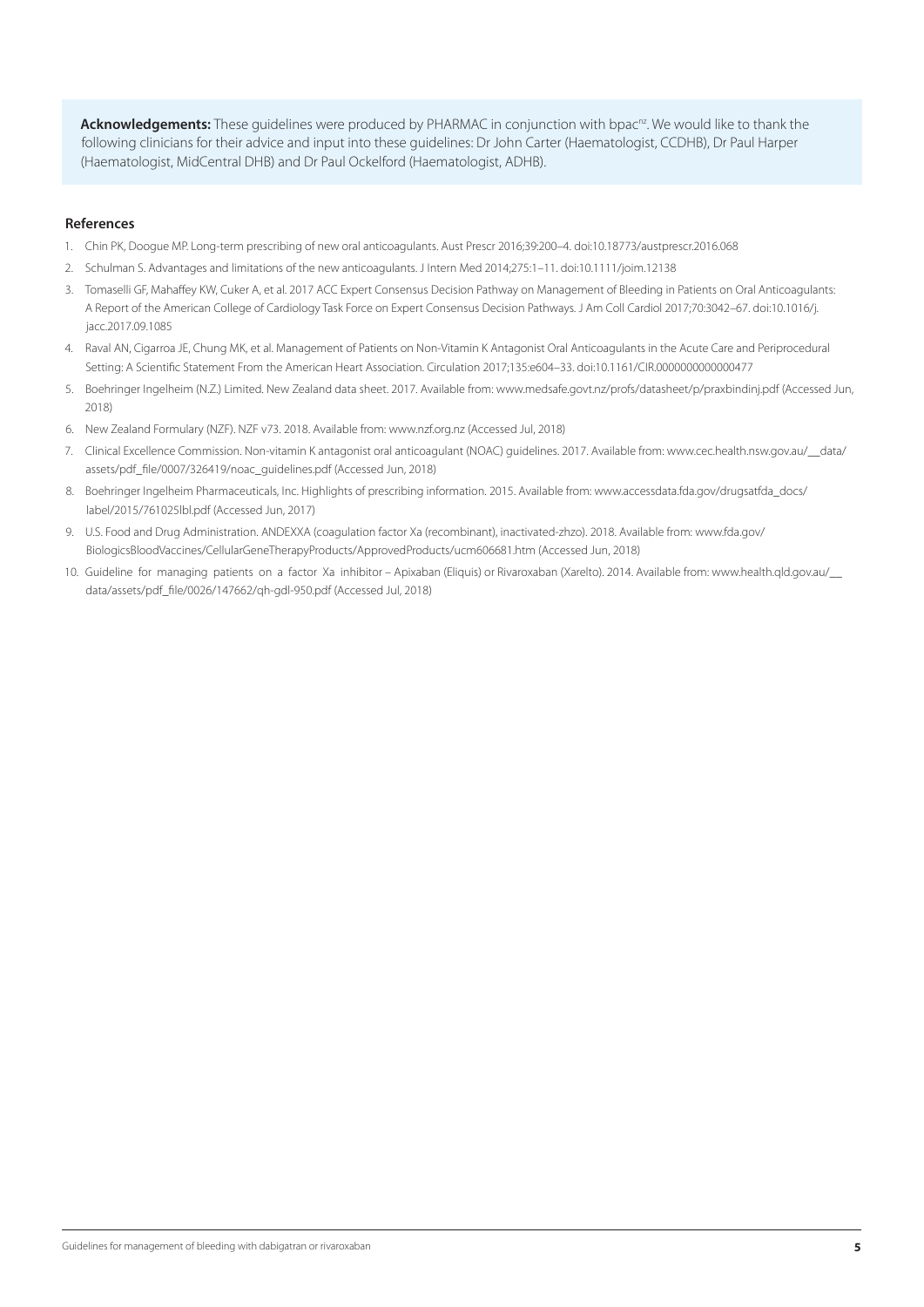**Acknowledgements:** These guidelines were produced by PHARMAC in conjunction with bpac[nz]. We would like to thank the following clinicians for their advice and input into these guidelines: Dr John Carter (Haematologist, CCDHB), Dr Paul Harper (Haematologist, MidCentral DHB) and Dr Paul Ockelford (Haematologist, ADHB).

## References

1. Chin PK, Doogue MP. Long-term prescribing of new oral anticoagulants. Aust Prescr 2016;39:200–4. doi:10.18773/austprescr.2016.068
2. Schulman S. Advantages and limitations of the new anticoagulants. J Intern Med 2014;275:1–11. doi:10.1111/joim.12138
3. Tomaselli GF, Mahaffey KW, Cuker A, et al. 2017 ACC Expert Consensus Decision Pathway on Management of Bleeding in Patients on Oral Anticoagulants: A Report of the American College of Cardiology Task Force on Expert Consensus Decision Pathways. J Am Coll Cardiol 2017;70:3042–67. doi:10.1016/j.jacc.2017.09.1085
4. Raval AN, Cigarroa JE, Chung MK, et al. Management of Patients on Non-Vitamin K Antagonist Oral Anticoagulants in the Acute Care and Periprocedural Setting: A Scientific Statement From the American Heart Association. Circulation 2017;135:e604–33. doi:10.1161/CIR.0000000000000477
5. Boehringer Ingelheim (N.Z.) Limited. New Zealand data sheet. 2017. Available from: www.medsafe.govt.nz/profs/datasheet/p/praxbindinj.pdf (Accessed Jun, 2018)
6. New Zealand Formulary (NZF). NZF v73. 2018. Available from: www.nzf.org.nz (Accessed Jul, 2018)
7. Clinical Excellence Commission. Non-vitamin K antagonist oral anticoagulant (NOAC) guidelines. 2017. Available from: www.cec.health.nsw.gov.au/__data/assets/pdf_file/0007/326419/noac_guidelines.pdf (Accessed Jun, 2018)
8. Boehringer Ingelheim Pharmaceuticals, Inc. Highlights of prescribing information. 2015. Available from: www.accessdata.fda.gov/drugsatfda_docs/label/2015/761025lbl.pdf (Accessed Jun, 2017)
9. U.S. Food and Drug Administration. ANDEXXA (coagulation factor Xa (recombinant), inactivated-zhzo). 2018. Available from: www.fda.gov/BiologicsBloodVaccines/CellularGeneTherapyProducts/ApprovedProducts/ucm606681.htm (Accessed Jun, 2018)
10. Guideline for managing patients on a factor Xa inhibitor – Apixaban (Eliquis) or Rivaroxaban (Xarelto). 2014. Available from: www.health.qld.gov.au/__data/assets/pdf_file/0026/147662/qh-gdl-950.pdf (Accessed Jul, 2018)